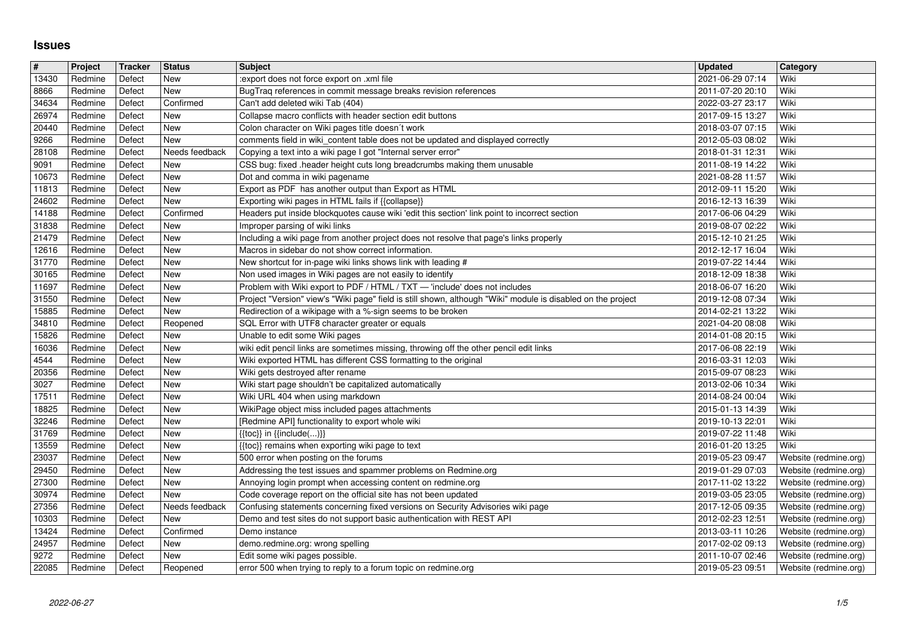# Issues

| # | Project | Tracker | Status | Subject | Updated | Category |
|---|---|---|---|---|---|---|
| 13430 | Redmine | Defect | New | :export does not force export on .xml file | 2021-06-29 07:14 | Wiki |
| 8866 | Redmine | Defect | New | BugTraq references in commit message breaks revision references | 2011-07-20 20:10 | Wiki |
| 34634 | Redmine | Defect | Confirmed | Can't add deleted wiki Tab (404) | 2022-03-27 23:17 | Wiki |
| 26974 | Redmine | Defect | New | Collapse macro conflicts with header section edit buttons | 2017-09-15 13:27 | Wiki |
| 20440 | Redmine | Defect | New | Colon character on Wiki pages title doesn´t work | 2018-03-07 07:15 | Wiki |
| 9266 | Redmine | Defect | New | comments field in wiki_content table does not be updated and displayed correctly | 2012-05-03 08:02 | Wiki |
| 28108 | Redmine | Defect | Needs feedback | Copying a text into a wiki page I got "Internal server error" | 2018-01-31 12:31 | Wiki |
| 9091 | Redmine | Defect | New | CSS bug: fixed .header height cuts long breadcrumbs making them unusable | 2011-08-19 14:22 | Wiki |
| 10673 | Redmine | Defect | New | Dot and comma in wiki pagename | 2021-08-28 11:57 | Wiki |
| 11813 | Redmine | Defect | New | Export as PDF has another output than Export as HTML | 2012-09-11 15:20 | Wiki |
| 24602 | Redmine | Defect | New | Exporting wiki pages in HTML fails if {{collapse}} | 2016-12-13 16:39 | Wiki |
| 14188 | Redmine | Defect | Confirmed | Headers put inside blockquotes cause wiki 'edit this section' link point to incorrect section | 2017-06-06 04:29 | Wiki |
| 31838 | Redmine | Defect | New | Improper parsing of wiki links | 2019-08-07 02:22 | Wiki |
| 21479 | Redmine | Defect | New | Including a wiki page from another project does not resolve that page's links properly | 2015-12-10 21:25 | Wiki |
| 12616 | Redmine | Defect | New | Macros in sidebar do not show correct information. | 2012-12-17 16:04 | Wiki |
| 31770 | Redmine | Defect | New | New shortcut for in-page wiki links shows link with leading # | 2019-07-22 14:44 | Wiki |
| 30165 | Redmine | Defect | New | Non used images in Wiki pages are not easily to identify | 2018-12-09 18:38 | Wiki |
| 11697 | Redmine | Defect | New | Problem with Wiki export to PDF / HTML / TXT — 'include' does not includes | 2018-06-07 16:20 | Wiki |
| 31550 | Redmine | Defect | New | Project "Version" view's "Wiki page" field is still shown, although "Wiki" module is disabled on the project | 2019-12-08 07:34 | Wiki |
| 15885 | Redmine | Defect | New | Redirection of a wikipage with a %-sign seems to be broken | 2014-02-21 13:22 | Wiki |
| 34810 | Redmine | Defect | Reopened | SQL Error with UTF8 character greater or equals | 2021-04-20 08:08 | Wiki |
| 15826 | Redmine | Defect | New | Unable to edit some Wiki pages | 2014-01-08 20:15 | Wiki |
| 16036 | Redmine | Defect | New | wiki edit pencil links are sometimes missing, throwing off the other pencil edit links | 2017-06-08 22:19 | Wiki |
| 4544 | Redmine | Defect | New | Wiki exported HTML has different CSS formatting to the original | 2016-03-31 12:03 | Wiki |
| 20356 | Redmine | Defect | New | Wiki gets destroyed after rename | 2015-09-07 08:23 | Wiki |
| 3027 | Redmine | Defect | New | Wiki start page shouldn't be capitalized automatically | 2013-02-06 10:34 | Wiki |
| 17511 | Redmine | Defect | New | Wiki URL 404 when using markdown | 2014-08-24 00:04 | Wiki |
| 18825 | Redmine | Defect | New | WikiPage object miss included pages attachments | 2015-01-13 14:39 | Wiki |
| 32246 | Redmine | Defect | New | [Redmine API] functionality to export whole wiki | 2019-10-13 22:01 | Wiki |
| 31769 | Redmine | Defect | New | {{toc}} in {{include(...)}} | 2019-07-22 11:48 | Wiki |
| 13559 | Redmine | Defect | New | {{toc}} remains when exporting wiki page to text | 2016-01-20 13:25 | Wiki |
| 23037 | Redmine | Defect | New | 500 error when posting on the forums | 2019-05-23 09:47 | Website (redmine.org) |
| 29450 | Redmine | Defect | New | Addressing the test issues and spammer problems on Redmine.org | 2019-01-29 07:03 | Website (redmine.org) |
| 27300 | Redmine | Defect | New | Annoying login prompt when accessing content on redmine.org | 2017-11-02 13:22 | Website (redmine.org) |
| 30974 | Redmine | Defect | New | Code coverage report on the official site has not been updated | 2019-03-05 23:05 | Website (redmine.org) |
| 27356 | Redmine | Defect | Needs feedback | Confusing statements concerning fixed versions on Security Advisories wiki page | 2017-12-05 09:35 | Website (redmine.org) |
| 10303 | Redmine | Defect | New | Demo and test sites do not support basic authentication with REST API | 2012-02-23 12:51 | Website (redmine.org) |
| 13424 | Redmine | Defect | Confirmed | Demo instance | 2013-03-11 10:26 | Website (redmine.org) |
| 24957 | Redmine | Defect | New | demo.redmine.org: wrong spelling | 2017-02-02 09:13 | Website (redmine.org) |
| 9272 | Redmine | Defect | New | Edit some wiki pages possible. | 2011-10-07 02:46 | Website (redmine.org) |
| 22085 | Redmine | Defect | Reopened | error 500 when trying to reply to a forum topic on redmine.org | 2019-05-23 09:51 | Website (redmine.org) |

2022-06-27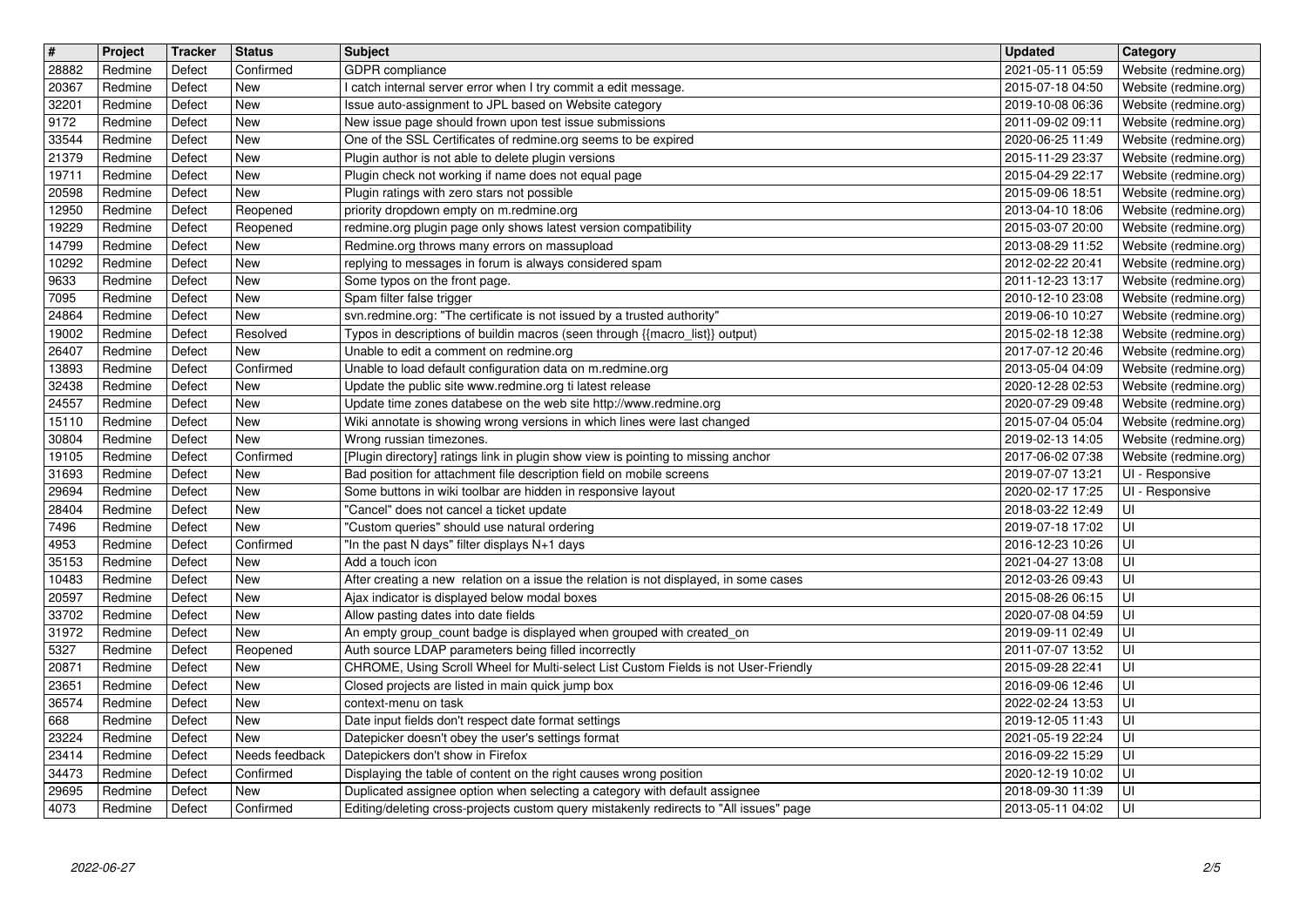| # | Project | Tracker | Status | Subject | Updated | Category |
|---|---|---|---|---|---|---|
| 28882 | Redmine | Defect | Confirmed | GDPR compliance | 2021-05-11 05:59 | Website (redmine.org) |
| 20367 | Redmine | Defect | New | I catch internal server error when I try commit a edit message. | 2015-07-18 04:50 | Website (redmine.org) |
| 32201 | Redmine | Defect | New | Issue auto-assignment to JPL based on Website category | 2019-10-08 06:36 | Website (redmine.org) |
| 9172 | Redmine | Defect | New | New issue page should frown upon test issue submissions | 2011-09-02 09:11 | Website (redmine.org) |
| 33544 | Redmine | Defect | New | One of the SSL Certificates of redmine.org seems to be expired | 2020-06-25 11:49 | Website (redmine.org) |
| 21379 | Redmine | Defect | New | Plugin author is not able to delete plugin versions | 2015-11-29 23:37 | Website (redmine.org) |
| 19711 | Redmine | Defect | New | Plugin check not working if name does not equal page | 2015-04-29 22:17 | Website (redmine.org) |
| 20598 | Redmine | Defect | New | Plugin ratings with zero stars not possible | 2015-09-06 18:51 | Website (redmine.org) |
| 12950 | Redmine | Defect | Reopened | priority dropdown empty on m.redmine.org | 2013-04-10 18:06 | Website (redmine.org) |
| 19229 | Redmine | Defect | Reopened | redmine.org plugin page only shows latest version compatibility | 2015-03-07 20:00 | Website (redmine.org) |
| 14799 | Redmine | Defect | New | Redmine.org throws many errors on massupload | 2013-08-29 11:52 | Website (redmine.org) |
| 10292 | Redmine | Defect | New | replying to messages in forum is always considered spam | 2012-02-22 20:41 | Website (redmine.org) |
| 9633 | Redmine | Defect | New | Some typos on the front page. | 2011-12-23 13:17 | Website (redmine.org) |
| 7095 | Redmine | Defect | New | Spam filter false trigger | 2010-12-10 23:08 | Website (redmine.org) |
| 24864 | Redmine | Defect | New | svn.redmine.org: "The certificate is not issued by a trusted authority" | 2019-06-10 10:27 | Website (redmine.org) |
| 19002 | Redmine | Defect | Resolved | Typos in descriptions of buildin macros (seen through {{macro_list}} output) | 2015-02-18 12:38 | Website (redmine.org) |
| 26407 | Redmine | Defect | New | Unable to edit a comment on redmine.org | 2017-07-12 20:46 | Website (redmine.org) |
| 13893 | Redmine | Defect | Confirmed | Unable to load default configuration data on m.redmine.org | 2013-05-04 04:09 | Website (redmine.org) |
| 32438 | Redmine | Defect | New | Update the public site www.redmine.org ti latest release | 2020-12-28 02:53 | Website (redmine.org) |
| 24557 | Redmine | Defect | New | Update time zones databese on the web site http://www.redmine.org | 2020-07-29 09:48 | Website (redmine.org) |
| 15110 | Redmine | Defect | New | Wiki annotate is showing wrong versions in which lines were last changed | 2015-07-04 05:04 | Website (redmine.org) |
| 30804 | Redmine | Defect | New | Wrong russian timezones. | 2019-02-13 14:05 | Website (redmine.org) |
| 19105 | Redmine | Defect | Confirmed | [Plugin directory] ratings link in plugin show view is pointing to missing anchor | 2017-06-02 07:38 | Website (redmine.org) |
| 31693 | Redmine | Defect | New | Bad position for attachment file description field on mobile screens | 2019-07-07 13:21 | UI - Responsive |
| 29694 | Redmine | Defect | New | Some buttons in wiki toolbar are hidden in responsive layout | 2020-02-17 17:25 | UI - Responsive |
| 28404 | Redmine | Defect | New | "Cancel" does not cancel a ticket update | 2018-03-22 12:49 | UI |
| 7496 | Redmine | Defect | New | "Custom queries" should use natural ordering | 2019-07-18 17:02 | UI |
| 4953 | Redmine | Defect | Confirmed | "In the past N days" filter displays N+1 days | 2016-12-23 10:26 | UI |
| 35153 | Redmine | Defect | New | Add a touch icon | 2021-04-27 13:08 | UI |
| 10483 | Redmine | Defect | New | After creating a new relation on a issue the relation is not displayed, in some cases | 2012-03-26 09:43 | UI |
| 20597 | Redmine | Defect | New | Ajax indicator is displayed below modal boxes | 2015-08-26 06:15 | UI |
| 33702 | Redmine | Defect | New | Allow pasting dates into date fields | 2020-07-08 04:59 | UI |
| 31972 | Redmine | Defect | New | An empty group_count badge is displayed when grouped with created_on | 2019-09-11 02:49 | UI |
| 5327 | Redmine | Defect | Reopened | Auth source LDAP parameters being filled incorrectly | 2011-07-07 13:52 | UI |
| 20871 | Redmine | Defect | New | CHROME, Using Scroll Wheel for Multi-select List Custom Fields is not User-Friendly | 2015-09-28 22:41 | UI |
| 23651 | Redmine | Defect | New | Closed projects are listed in main quick jump box | 2016-09-06 12:46 | UI |
| 36574 | Redmine | Defect | New | context-menu on task | 2022-02-24 13:53 | UI |
| 668 | Redmine | Defect | New | Date input fields don't respect date format settings | 2019-12-05 11:43 | UI |
| 23224 | Redmine | Defect | New | Datepicker doesn't obey the user's settings format | 2021-05-19 22:24 | UI |
| 23414 | Redmine | Defect | Needs feedback | Datepickers don't show in Firefox | 2016-09-22 15:29 | UI |
| 34473 | Redmine | Defect | Confirmed | Displaying the table of content on the right causes wrong position | 2020-12-19 10:02 | UI |
| 29695 | Redmine | Defect | New | Duplicated assignee option when selecting a category with default assignee | 2018-09-30 11:39 | UI |
| 4073 | Redmine | Defect | Confirmed | Editing/deleting cross-projects custom query mistakenly redirects to "All issues" page | 2013-05-11 04:02 | UI |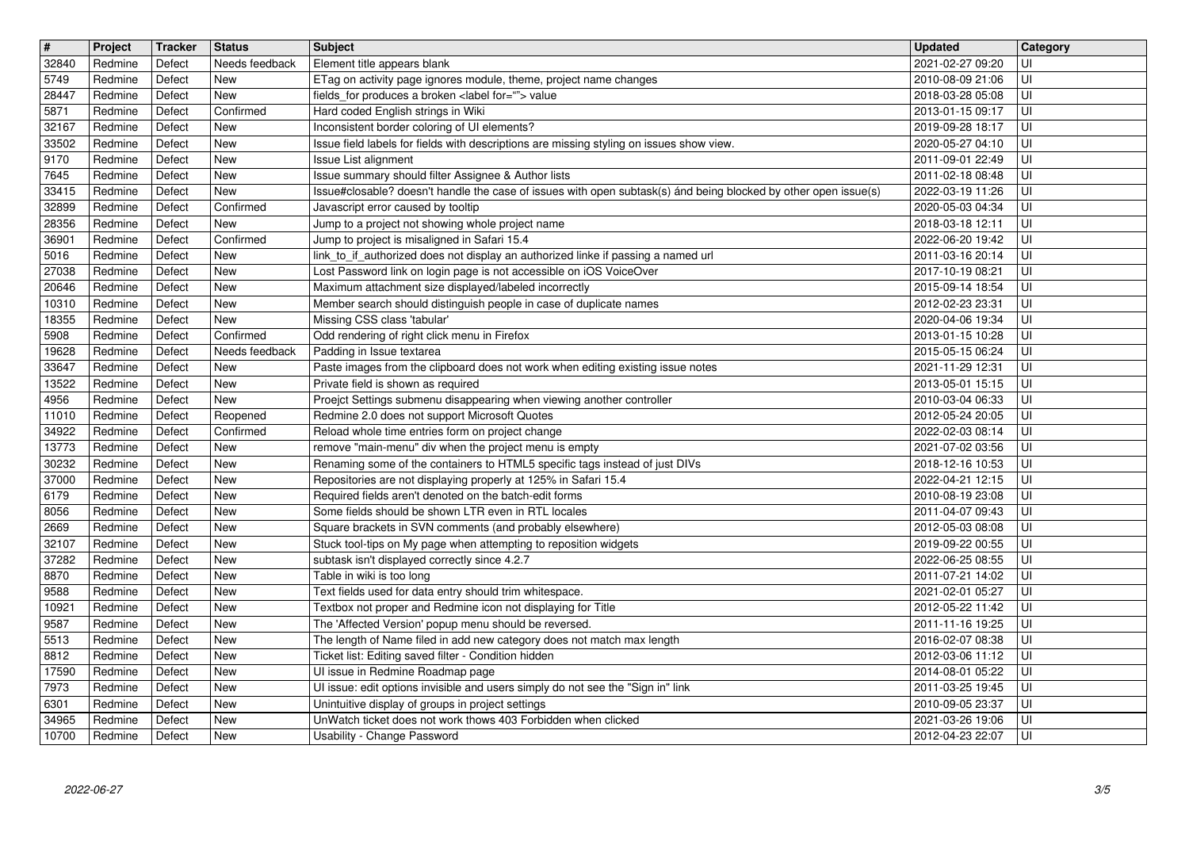| # | Project | Tracker | Status | Subject | Updated | Category |
| --- | --- | --- | --- | --- | --- | --- |
| 32840 | Redmine | Defect | Needs feedback | Element title appears blank | 2021-02-27 09:20 | UI |
| 5749 | Redmine | Defect | New | ETag on activity page ignores module, theme, project name changes | 2010-08-09 21:06 | UI |
| 28447 | Redmine | Defect | New | fields_for produces a broken <label for=""> value | 2018-03-28 05:08 | UI |
| 5871 | Redmine | Defect | Confirmed | Hard coded English strings in Wiki | 2013-01-15 09:17 | UI |
| 32167 | Redmine | Defect | New | Inconsistent border coloring of UI elements? | 2019-09-28 18:17 | UI |
| 33502 | Redmine | Defect | New | Issue field labels for fields with descriptions are missing styling on issues show view. | 2020-05-27 04:10 | UI |
| 9170 | Redmine | Defect | New | Issue List alignment | 2011-09-01 22:49 | UI |
| 7645 | Redmine | Defect | New | Issue summary should filter Assignee & Author lists | 2011-02-18 08:48 | UI |
| 33415 | Redmine | Defect | New | Issue#closable? doesn't handle the case of issues with open subtask(s) ánd being blocked by other open issue(s) | 2022-03-19 11:26 | UI |
| 32899 | Redmine | Defect | Confirmed | Javascript error caused by tooltip | 2020-05-03 04:34 | UI |
| 28356 | Redmine | Defect | New | Jump to a project not showing whole project name | 2018-03-18 12:11 | UI |
| 36901 | Redmine | Defect | Confirmed | Jump to project is misaligned in Safari 15.4 | 2022-06-20 19:42 | UI |
| 5016 | Redmine | Defect | New | link_to_if_authorized does not display an authorized linke if passing a named url | 2011-03-16 20:14 | UI |
| 27038 | Redmine | Defect | New | Lost Password link on login page is not accessible on iOS VoiceOver | 2017-10-19 08:21 | UI |
| 20646 | Redmine | Defect | New | Maximum attachment size displayed/labeled incorrectly | 2015-09-14 18:54 | UI |
| 10310 | Redmine | Defect | New | Member search should distinguish people in case of duplicate names | 2012-02-23 23:31 | UI |
| 18355 | Redmine | Defect | New | Missing CSS class 'tabular' | 2020-04-06 19:34 | UI |
| 5908 | Redmine | Defect | Confirmed | Odd rendering of right click menu in Firefox | 2013-01-15 10:28 | UI |
| 19628 | Redmine | Defect | Needs feedback | Padding in Issue textarea | 2015-05-15 06:24 | UI |
| 33647 | Redmine | Defect | New | Paste images from the clipboard does not work when editing existing issue notes | 2021-11-29 12:31 | UI |
| 13522 | Redmine | Defect | New | Private field is shown as required | 2013-05-01 15:15 | UI |
| 4956 | Redmine | Defect | New | Proejct Settings submenu disappearing when viewing another controller | 2010-03-04 06:33 | UI |
| 11010 | Redmine | Defect | Reopened | Redmine 2.0 does not support Microsoft Quotes | 2012-05-24 20:05 | UI |
| 34922 | Redmine | Defect | Confirmed | Reload whole time entries form on project change | 2022-02-03 08:14 | UI |
| 13773 | Redmine | Defect | New | remove "main-menu" div when the project menu is empty | 2021-07-02 03:56 | UI |
| 30232 | Redmine | Defect | New | Renaming some of the containers to HTML5 specific tags instead of just DIVs | 2018-12-16 10:53 | UI |
| 37000 | Redmine | Defect | New | Repositories are not displaying properly at 125% in Safari 15.4 | 2022-04-21 12:15 | UI |
| 6179 | Redmine | Defect | New | Required fields aren't denoted on the batch-edit forms | 2010-08-19 23:08 | UI |
| 8056 | Redmine | Defect | New | Some fields should be shown LTR even in RTL locales | 2011-04-07 09:43 | UI |
| 2669 | Redmine | Defect | New | Square brackets in SVN comments (and probably elsewhere) | 2012-05-03 08:08 | UI |
| 32107 | Redmine | Defect | New | Stuck tool-tips on My page when attempting to reposition widgets | 2019-09-22 00:55 | UI |
| 37282 | Redmine | Defect | New | subtask isn't displayed correctly since 4.2.7 | 2022-06-25 08:55 | UI |
| 8870 | Redmine | Defect | New | Table in wiki is too long | 2011-07-21 14:02 | UI |
| 9588 | Redmine | Defect | New | Text fields used for data entry should trim whitespace. | 2021-02-01 05:27 | UI |
| 10921 | Redmine | Defect | New | Textbox not proper and Redmine icon not displaying for Title | 2012-05-22 11:42 | UI |
| 9587 | Redmine | Defect | New | The 'Affected Version' popup menu should be reversed. | 2011-11-16 19:25 | UI |
| 5513 | Redmine | Defect | New | The length of Name filed in add new category does not match max length | 2016-02-07 08:38 | UI |
| 8812 | Redmine | Defect | New | Ticket list: Editing saved filter - Condition hidden | 2012-03-06 11:12 | UI |
| 17590 | Redmine | Defect | New | UI issue in Redmine Roadmap page | 2014-08-01 05:22 | UI |
| 7973 | Redmine | Defect | New | UI issue: edit options invisible and users simply do not see the "Sign in" link | 2011-03-25 19:45 | UI |
| 6301 | Redmine | Defect | New | Unintuitive display of groups in project settings | 2010-09-05 23:37 | UI |
| 34965 | Redmine | Defect | New | UnWatch ticket does not work thows 403 Forbidden when clicked | 2021-03-26 19:06 | UI |
| 10700 | Redmine | Defect | New | Usability - Change Password | 2012-04-23 22:07 | UI |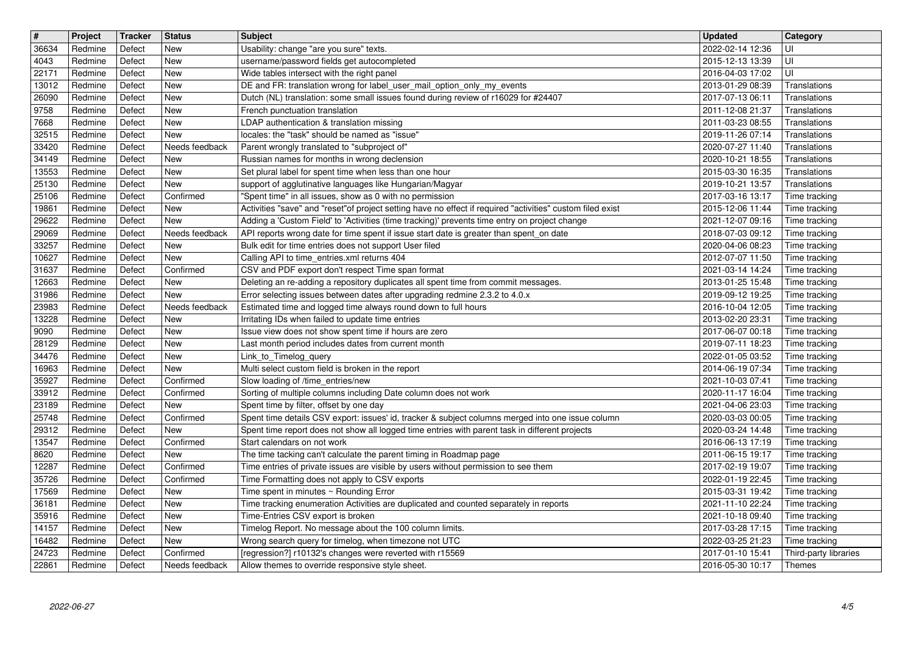| # | Project | Tracker | Status | Subject | Updated | Category |
|---|---|---|---|---|---|---|
| 36634 | Redmine | Defect | New | Usability: change "are you sure" texts. | 2022-02-14 12:36 | UI |
| 4043 | Redmine | Defect | New | username/password fields get autocompleted | 2015-12-13 13:39 | UI |
| 22171 | Redmine | Defect | New | Wide tables intersect with the right panel | 2016-04-03 17:02 | UI |
| 13012 | Redmine | Defect | New | DE and FR: translation wrong for label_user_mail_option_only_my_events | 2013-01-29 08:39 | Translations |
| 26090 | Redmine | Defect | New | Dutch (NL) translation: some small issues found during review of r16029 for #24407 | 2017-07-13 06:11 | Translations |
| 9758 | Redmine | Defect | New | French punctuation translation | 2011-12-08 21:37 | Translations |
| 7668 | Redmine | Defect | New | LDAP authentication & translation missing | 2011-03-23 08:55 | Translations |
| 32515 | Redmine | Defect | New | locales: the "task" should be named as "issue" | 2019-11-26 07:14 | Translations |
| 33420 | Redmine | Defect | Needs feedback | Parent wrongly translated to "subproject of" | 2020-07-27 11:40 | Translations |
| 34149 | Redmine | Defect | New | Russian names for months in wrong declension | 2020-10-21 18:55 | Translations |
| 13553 | Redmine | Defect | New | Set plural label for spent time when less than one hour | 2015-03-30 16:35 | Translations |
| 25130 | Redmine | Defect | New | support of agglutinative languages like Hungarian/Magyar | 2019-10-21 13:57 | Translations |
| 25106 | Redmine | Defect | Confirmed | "Spent time" in all issues, show as 0 with no permission | 2017-03-16 13:17 | Time tracking |
| 19861 | Redmine | Defect | New | Activities "save" and "reset"of project setting have no effect if required "activities" custom filed exist | 2015-12-06 11:44 | Time tracking |
| 29622 | Redmine | Defect | New | Adding a 'Custom Field' to 'Activities (time tracking)' prevents time entry on project change | 2021-12-07 09:16 | Time tracking |
| 29069 | Redmine | Defect | Needs feedback | API reports wrong date for time spent if issue start date is greater than spent_on date | 2018-07-03 09:12 | Time tracking |
| 33257 | Redmine | Defect | New | Bulk edit for time entries does not support User filed | 2020-04-06 08:23 | Time tracking |
| 10627 | Redmine | Defect | New | Calling API to time_entries.xml returns 404 | 2012-07-07 11:50 | Time tracking |
| 31637 | Redmine | Defect | Confirmed | CSV and PDF export don't respect Time span format | 2021-03-14 14:24 | Time tracking |
| 12663 | Redmine | Defect | New | Deleting an re-adding a repository duplicates all spent time from commit messages. | 2013-01-25 15:48 | Time tracking |
| 31986 | Redmine | Defect | New | Error selecting issues between dates after upgrading redmine 2.3.2 to 4.0.x | 2019-09-12 19:25 | Time tracking |
| 23983 | Redmine | Defect | Needs feedback | Estimated time and logged time always round down to full hours | 2016-10-04 12:05 | Time tracking |
| 13228 | Redmine | Defect | New | Irritating IDs when failed to update time entries | 2013-02-20 23:31 | Time tracking |
| 9090 | Redmine | Defect | New | Issue view does not show spent time if hours are zero | 2017-06-07 00:18 | Time tracking |
| 28129 | Redmine | Defect | New | Last month period includes dates from current month | 2019-07-11 18:23 | Time tracking |
| 34476 | Redmine | Defect | New | Link_to_Timelog_query | 2022-01-05 03:52 | Time tracking |
| 16963 | Redmine | Defect | New | Multi select custom field is broken in the report | 2014-06-19 07:34 | Time tracking |
| 35927 | Redmine | Defect | Confirmed | Slow loading of /time_entries/new | 2021-10-03 07:41 | Time tracking |
| 33912 | Redmine | Defect | Confirmed | Sorting of multiple columns including Date column does not work | 2020-11-17 16:04 | Time tracking |
| 23189 | Redmine | Defect | New | Spent time by filter, offset by one day | 2021-04-06 23:03 | Time tracking |
| 25748 | Redmine | Defect | Confirmed | Spent time details CSV export: issues' id, tracker & subject columns merged into one issue column | 2020-03-03 00:05 | Time tracking |
| 29312 | Redmine | Defect | New | Spent time report does not show all logged time entries with parent task in different projects | 2020-03-24 14:48 | Time tracking |
| 13547 | Redmine | Defect | Confirmed | Start calendars on not work | 2016-06-13 17:19 | Time tracking |
| 8620 | Redmine | Defect | New | The time tacking can't calculate the parent timing in Roadmap page | 2011-06-15 19:17 | Time tracking |
| 12287 | Redmine | Defect | Confirmed | Time entries of private issues are visible by users without permission to see them | 2017-02-19 19:07 | Time tracking |
| 35726 | Redmine | Defect | Confirmed | Time Formatting does not apply to CSV exports | 2022-01-19 22:45 | Time tracking |
| 17569 | Redmine | Defect | New | Time spent in minutes ~ Rounding Error | 2015-03-31 19:42 | Time tracking |
| 36181 | Redmine | Defect | New | Time tracking enumeration Activities are duplicated and counted separately in reports | 2021-11-10 22:24 | Time tracking |
| 35916 | Redmine | Defect | New | Time-Entries CSV export is broken | 2021-10-18 09:40 | Time tracking |
| 14157 | Redmine | Defect | New | Timelog Report. No message about the 100 column limits. | 2017-03-28 17:15 | Time tracking |
| 16482 | Redmine | Defect | New | Wrong search query for timelog, when timezone not UTC | 2022-03-25 21:23 | Time tracking |
| 24723 | Redmine | Defect | Confirmed | [regression?] r10132's changes were reverted with r15569 | 2017-01-10 15:41 | Third-party libraries |
| 22861 | Redmine | Defect | Needs feedback | Allow themes to override responsive style sheet. | 2016-05-30 10:17 | Themes |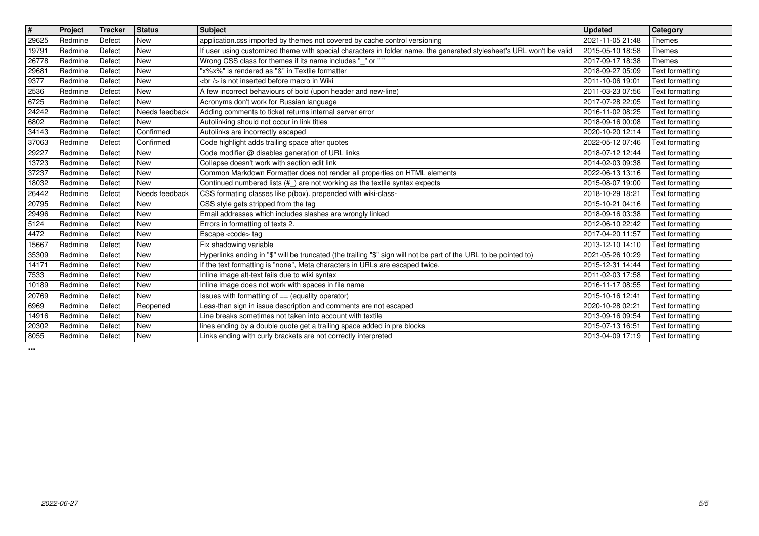| # | Project | Tracker | Status | Subject | Updated | Category |
|---|---|---|---|---|---|---|
| 29625 | Redmine | Defect | New | application.css imported by themes not covered by cache control versioning | 2021-11-05 21:48 | Themes |
| 19791 | Redmine | Defect | New | If user using customized theme with special characters in folder name, the generated stylesheet's URL won't be valid | 2015-05-10 18:58 | Themes |
| 26778 | Redmine | Defect | New | Wrong CSS class for themes if its name includes "_" or " " | 2017-09-17 18:38 | Themes |
| 29681 | Redmine | Defect | New | "x%x%" is rendered as "&" in Textile formatter | 2018-09-27 05:09 | Text formatting |
| 9377 | Redmine | Defect | New | <br /> is not inserted before macro in Wiki | 2011-10-06 19:01 | Text formatting |
| 2536 | Redmine | Defect | New | A few incorrect behaviours of bold (upon header and new-line) | 2011-03-23 07:56 | Text formatting |
| 6725 | Redmine | Defect | New | Acronyms don't work for Russian language | 2017-07-28 22:05 | Text formatting |
| 24242 | Redmine | Defect | Needs feedback | Adding comments to ticket returns internal server error | 2016-11-02 08:25 | Text formatting |
| 6802 | Redmine | Defect | New | Autolinking should not occur in link titles | 2018-09-16 00:08 | Text formatting |
| 34143 | Redmine | Defect | Confirmed | Autolinks are incorrectly escaped | 2020-10-20 12:14 | Text formatting |
| 37063 | Redmine | Defect | Confirmed | Code highlight adds trailing space after quotes | 2022-05-12 07:46 | Text formatting |
| 29227 | Redmine | Defect | New | Code modifier @ disables generation of URL links | 2018-07-12 12:44 | Text formatting |
| 13723 | Redmine | Defect | New | Collapse doesn't work with section edit link | 2014-02-03 09:38 | Text formatting |
| 37237 | Redmine | Defect | New | Common Markdown Formatter does not render all properties on HTML elements | 2022-06-13 13:16 | Text formatting |
| 18032 | Redmine | Defect | New | Continued numbered lists (#_) are not working as the textile syntax expects | 2015-08-07 19:00 | Text formatting |
| 26442 | Redmine | Defect | Needs feedback | CSS formating classes like p(box). prepended with wiki-class- | 2018-10-29 18:21 | Text formatting |
| 20795 | Redmine | Defect | New | CSS style gets stripped from the tag | 2015-10-21 04:16 | Text formatting |
| 29496 | Redmine | Defect | New | Email addresses which includes slashes are wrongly linked | 2018-09-16 03:38 | Text formatting |
| 5124 | Redmine | Defect | New | Errors in formatting of texts 2. | 2012-06-10 22:42 | Text formatting |
| 4472 | Redmine | Defect | New | Escape <code> tag | 2017-04-20 11:57 | Text formatting |
| 15667 | Redmine | Defect | New | Fix shadowing variable | 2013-12-10 14:10 | Text formatting |
| 35309 | Redmine | Defect | New | Hyperlinks ending in "$" will be truncated (the trailing "$" sign will not be part of the URL to be pointed to) | 2021-05-26 10:29 | Text formatting |
| 14171 | Redmine | Defect | New | If the text formatting is "none", Meta characters in URLs are escaped twice. | 2015-12-31 14:44 | Text formatting |
| 7533 | Redmine | Defect | New | Inline image alt-text fails due to wiki syntax | 2011-02-03 17:58 | Text formatting |
| 10189 | Redmine | Defect | New | Inline image does not work with spaces in file name | 2016-11-17 08:55 | Text formatting |
| 20769 | Redmine | Defect | New | Issues with formatting of == (equality operator) | 2015-10-16 12:41 | Text formatting |
| 6969 | Redmine | Defect | Reopened | Less-than sign in issue description and comments are not escaped | 2020-10-28 02:21 | Text formatting |
| 14916 | Redmine | Defect | New | Line breaks sometimes not taken into account with textile | 2013-09-16 09:54 | Text formatting |
| 20302 | Redmine | Defect | New | lines ending by a double quote get a trailing space added in pre blocks | 2015-07-13 16:51 | Text formatting |
| 8055 | Redmine | Defect | New | Links ending with curly brackets are not correctly interpreted | 2013-04-09 17:19 | Text formatting |

...